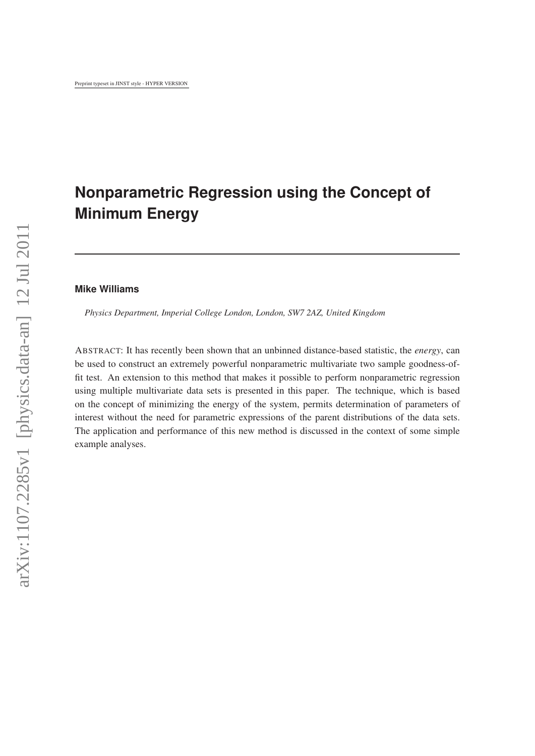Preprint typeset in JINST style - HYPER VERSION

# Nonparametric Regression using the Concept of Minimum Energy

**Mike Williams**

*Physics Department, Imperial College London, London, SW7 2AZ, United Kingdom*

ABSTRACT: It has recently been shown that an unbinned distance-based statistic, the *energy*, can be used to construct an extremely powerful nonparametric multivariate two sample goodness-of-fit test. An extension to this method that makes it possible to perform nonparametric regression using multiple multivariate data sets is presented in this paper. The technique, which is based on the concept of minimizing the energy of the system, permits determination of parameters of interest without the need for parametric expressions of the parent distributions of the data sets. The application and performance of this new method is discussed in the context of some simple example analyses.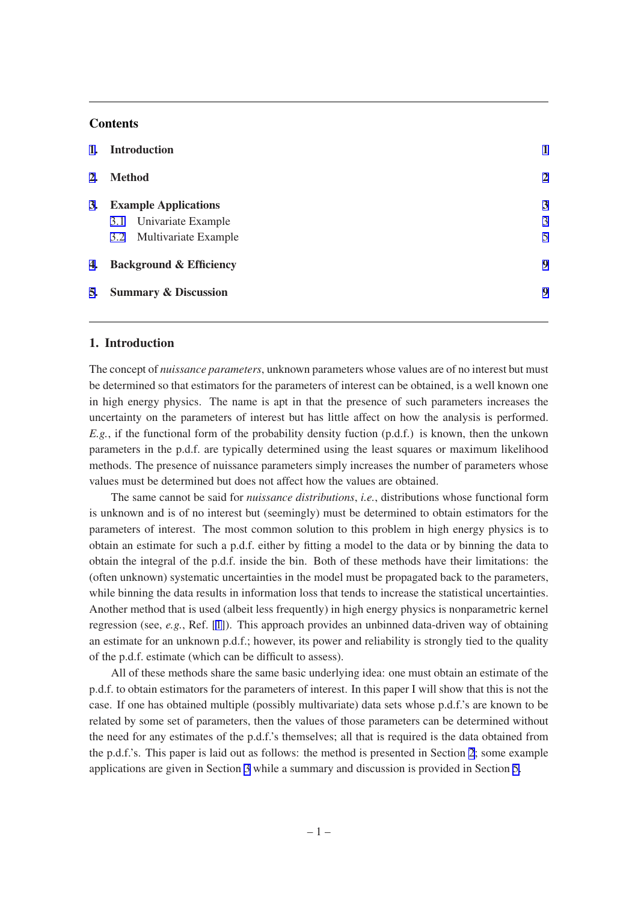## Contents

| | | |
|---|---|---|
| **1.** | **Introduction** | **1** |
| **2.** | **Method** | **2** |
| **3.** | **Example Applications** | **3** |
| | 3.1 Univariate Example | 3 |
| | 3.2 Multivariate Example | 5 |
| **4.** | **Background & Efficiency** | **9** |
| **5.** | **Summary & Discussion** | **9** |

## 1. Introduction

The concept of *nuissance parameters*, unknown parameters whose values are of no interest but must be determined so that estimators for the parameters of interest can be obtained, is a well known one in high energy physics. The name is apt in that the presence of such parameters increases the uncertainty on the parameters of interest but has little affect on how the analysis is performed. *E.g.*, if the functional form of the probability density fuction (p.d.f.) is known, then the unkown parameters in the p.d.f. are typically determined using the least squares or maximum likelihood methods. The presence of nuissance parameters simply increases the number of parameters whose values must be determined but does not affect how the values are obtained.

The same cannot be said for *nuissance distributions*, *i.e.*, distributions whose functional form is unknown and is of no interest but (seemingly) must be determined to obtain estimators for the parameters of interest. The most common solution to this problem in high energy physics is to obtain an estimate for such a p.d.f. either by fitting a model to the data or by binning the data to obtain the integral of the p.d.f. inside the bin. Both of these methods have their limitations: the (often unknown) systematic uncertainties in the model must be propagated back to the parameters, while binning the data results in information loss that tends to increase the statistical uncertainties. Another method that is used (albeit less frequently) in high energy physics is nonparametric kernel regression (see, *e.g.*, Ref. [1]). This approach provides an unbinned data-driven way of obtaining an estimate for an unknown p.d.f.; however, its power and reliability is strongly tied to the quality of the p.d.f. estimate (which can be difficult to assess).

All of these methods share the same basic underlying idea: one must obtain an estimate of the p.d.f. to obtain estimators for the parameters of interest. In this paper I will show that this is not the case. If one has obtained multiple (possibly multivariate) data sets whose p.d.f.'s are known to be related by some set of parameters, then the values of those parameters can be determined without the need for any estimates of the p.d.f.'s themselves; all that is required is the data obtained from the p.d.f.'s. This paper is laid out as follows: the method is presented in Section 2; some example applications are given in Section 3 while a summary and discussion is provided in Section 5.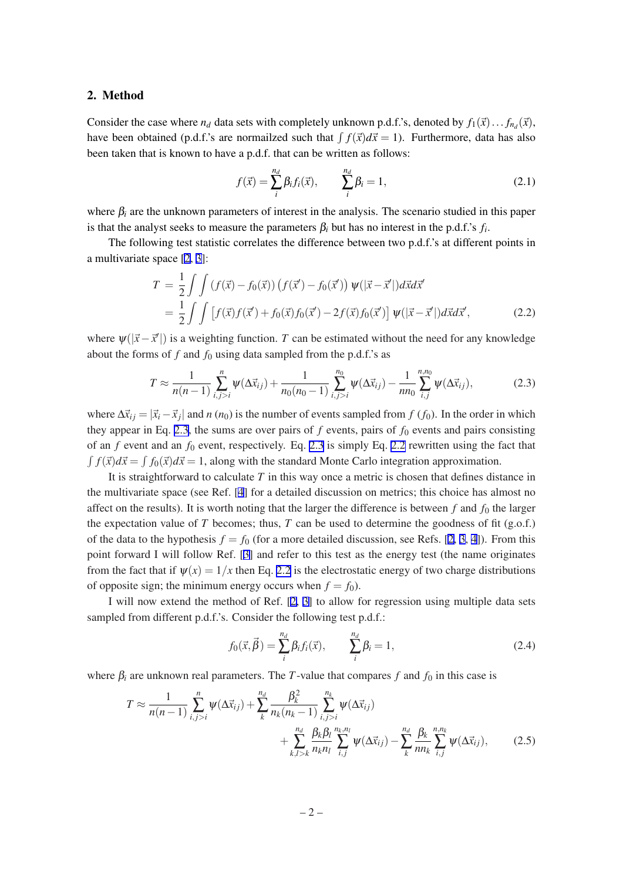## 2. Method

Consider the case where $n_d$ data sets with completely unknown p.d.f.'s, denoted by $f_1(\vec{x}) \ldots f_{n_d}(\vec{x})$, have been obtained (p.d.f.'s are normailzed such that $\int f(\vec{x})d\vec{x} = 1$). Furthermore, data has also been taken that is known to have a p.d.f. that can be written as follows:

$$f(\vec{x}) = \sum_{i}^{n_d} \beta_i f_i(\vec{x}), \qquad \sum_{i}^{n_d} \beta_i = 1, \tag{2.1}$$

where $\beta_i$ are the unknown parameters of interest in the analysis. The scenario studied in this paper is that the analyst seeks to measure the parameters $\beta_i$ but has no interest in the p.d.f.'s $f_i$.

The following test statistic correlates the difference between two p.d.f.'s at different points in a multivariate space [2, 3]:

$$\begin{aligned} T &= \frac{1}{2}\int\int \left(f(\vec{x}) - f_0(\vec{x})\right)\left(f(\vec{x}\,') - f_0(\vec{x}\,')\right)\psi(|\vec{x} - \vec{x}\,'|)d\vec{x}d\vec{x}\,' \\ &= \frac{1}{2}\int\int \left[f(\vec{x})f(\vec{x}\,') + f_0(\vec{x})f_0(\vec{x}\,') - 2f(\vec{x})f_0(\vec{x}\,')\right]\psi(|\vec{x} - \vec{x}\,'|)d\vec{x}d\vec{x}\,', \end{aligned} \tag{2.2}$$

where $\psi(|\vec{x} - \vec{x}\,'|)$ is a weighting function. $T$ can be estimated without the need for any knowledge about the forms of $f$ and $f_0$ using data sampled from the p.d.f.'s as

$$T \approx \frac{1}{n(n-1)}\sum_{i,j>i}^{n}\psi(\Delta\vec{x}_{ij}) + \frac{1}{n_0(n_0-1)}\sum_{i,j>i}^{n_0}\psi(\Delta\vec{x}_{ij}) - \frac{1}{nn_0}\sum_{i,j}^{n,n_0}\psi(\Delta\vec{x}_{ij}), \tag{2.3}$$

where $\Delta\vec{x}_{ij} = |\vec{x}_i - \vec{x}_j|$ and $n$ ($n_0$) is the number of events sampled from $f$ ($f_0$). In the order in which they appear in Eq. 2.3, the sums are over pairs of $f$ events, pairs of $f_0$ events and pairs consisting of an $f$ event and an $f_0$ event, respectively. Eq. 2.3 is simply Eq. 2.2 rewritten using the fact that $\int f(\vec{x})d\vec{x} = \int f_0(\vec{x})d\vec{x} = 1$, along with the standard Monte Carlo integration approximation.

It is straightforward to calculate $T$ in this way once a metric is chosen that defines distance in the multivariate space (see Ref. [4] for a detailed discussion on metrics; this choice has almost no affect on the results). It is worth noting that the larger the difference is between $f$ and $f_0$ the larger the expectation value of $T$ becomes; thus, $T$ can be used to determine the goodness of fit (g.o.f.) of the data to the hypothesis $f = f_0$ (for a more detailed discussion, see Refs. [2, 3, 4]). From this point forward I will follow Ref. [3] and refer to this test as the energy test (the name originates from the fact that if $\psi(x) = 1/x$ then Eq. 2.2 is the electrostatic energy of two charge distributions of opposite sign; the minimum energy occurs when $f = f_0$).

I will now extend the method of Ref. [2, 3] to allow for regression using multiple data sets sampled from different p.d.f.'s. Consider the following test p.d.f.:

$$f_0(\vec{x}, \vec{\beta}) = \sum_{i}^{n_d} \beta_i f_i(\vec{x}), \qquad \sum_{i}^{n_d} \beta_i = 1, \tag{2.4}$$

where $\beta_i$ are unknown real parameters. The $T$-value that compares $f$ and $f_0$ in this case is

$$\begin{aligned} T \approx \frac{1}{n(n-1)}\sum_{i,j>i}^{n}\psi(\Delta\vec{x}_{ij}) + \sum_{k}^{n_d}\frac{\beta_k^2}{n_k(n_k-1)}\sum_{i,j>i}^{n_k}\psi(\Delta\vec{x}_{ij}) \\ + \sum_{k,l>k}^{n_d}\frac{\beta_k\beta_l}{n_k n_l}\sum_{i,j}^{n_k,n_l}\psi(\Delta\vec{x}_{ij}) - \sum_{k}^{n_d}\frac{\beta_k}{nn_k}\sum_{i,j}^{n,n_k}\psi(\Delta\vec{x}_{ij}), \end{aligned} \tag{2.5}$$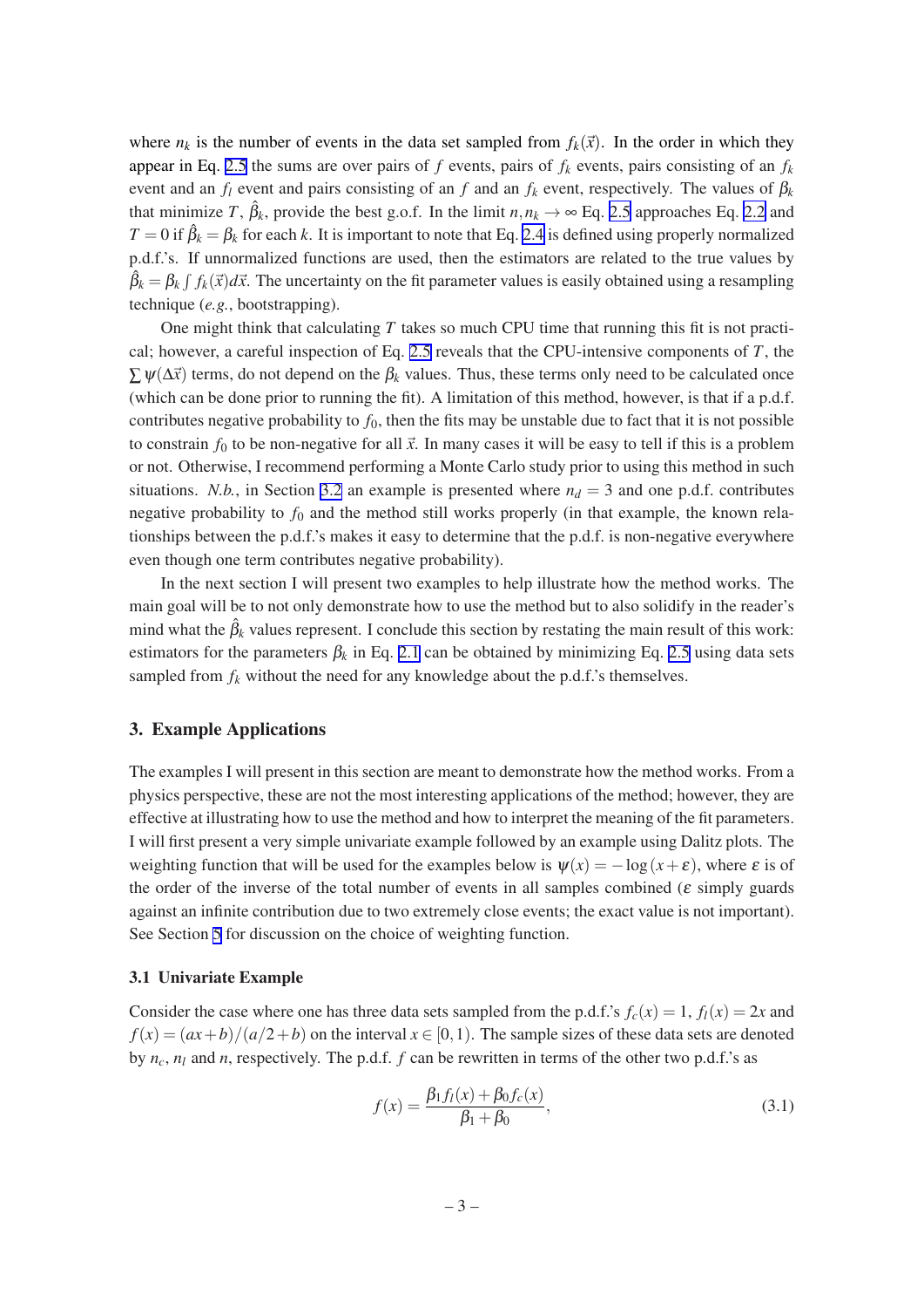where $n_k$ is the number of events in the data set sampled from $f_k(\vec{x})$. In the order in which they appear in Eq. 2.5 the sums are over pairs of $f$ events, pairs of $f_k$ events, pairs consisting of an $f_k$ event and an $f_l$ event and pairs consisting of an $f$ and an $f_k$ event, respectively. The values of $\beta_k$ that minimize $T$, $\hat{\beta}_k$, provide the best g.o.f. In the limit $n, n_k \to \infty$ Eq. 2.5 approaches Eq. 2.2 and $T = 0$ if $\hat{\beta}_k = \beta_k$ for each $k$. It is important to note that Eq. 2.4 is defined using properly normalized p.d.f.'s. If unnormalized functions are used, then the estimators are related to the true values by $\hat{\beta}_k = \beta_k \int f_k(\vec{x}) d\vec{x}$. The uncertainty on the fit parameter values is easily obtained using a resampling technique (*e.g.*, bootstrapping).

One might think that calculating $T$ takes so much CPU time that running this fit is not practical; however, a careful inspection of Eq. 2.5 reveals that the CPU-intensive components of $T$, the $\sum \psi(\Delta\vec{x})$ terms, do not depend on the $\beta_k$ values. Thus, these terms only need to be calculated once (which can be done prior to running the fit). A limitation of this method, however, is that if a p.d.f. contributes negative probability to $f_0$, then the fits may be unstable due to fact that it is not possible to constrain $f_0$ to be non-negative for all $\vec{x}$. In many cases it will be easy to tell if this is a problem or not. Otherwise, I recommend performing a Monte Carlo study prior to using this method in such situations. *N.b.*, in Section 3.2 an example is presented where $n_d = 3$ and one p.d.f. contributes negative probability to $f_0$ and the method still works properly (in that example, the known relationships between the p.d.f.'s makes it easy to determine that the p.d.f. is non-negative everywhere even though one term contributes negative probability).

In the next section I will present two examples to help illustrate how the method works. The main goal will be to not only demonstrate how to use the method but to also solidify in the reader's mind what the $\hat{\beta}_k$ values represent. I conclude this section by restating the main result of this work: estimators for the parameters $\beta_k$ in Eq. 2.1 can be obtained by minimizing Eq. 2.5 using data sets sampled from $f_k$ without the need for any knowledge about the p.d.f.'s themselves.

## 3. Example Applications

The examples I will present in this section are meant to demonstrate how the method works. From a physics perspective, these are not the most interesting applications of the method; however, they are effective at illustrating how to use the method and how to interpret the meaning of the fit parameters. I will first present a very simple univariate example followed by an example using Dalitz plots. The weighting function that will be used for the examples below is $\psi(x) = -\log(x + \varepsilon)$, where $\varepsilon$ is of the order of the inverse of the total number of events in all samples combined ($\varepsilon$ simply guards against an infinite contribution due to two extremely close events; the exact value is not important). See Section 5 for discussion on the choice of weighting function.

### 3.1 Univariate Example

Consider the case where one has three data sets sampled from the p.d.f.'s $f_c(x) = 1$, $f_l(x) = 2x$ and $f(x) = (ax + b)/(a/2 + b)$ on the interval $x \in [0, 1)$. The sample sizes of these data sets are denoted by $n_c$, $n_l$ and $n$, respectively. The p.d.f. $f$ can be rewritten in terms of the other two p.d.f.'s as

$$f(x) = \frac{\beta_1 f_l(x) + \beta_0 f_c(x)}{\beta_1 + \beta_0}, \tag{3.1}$$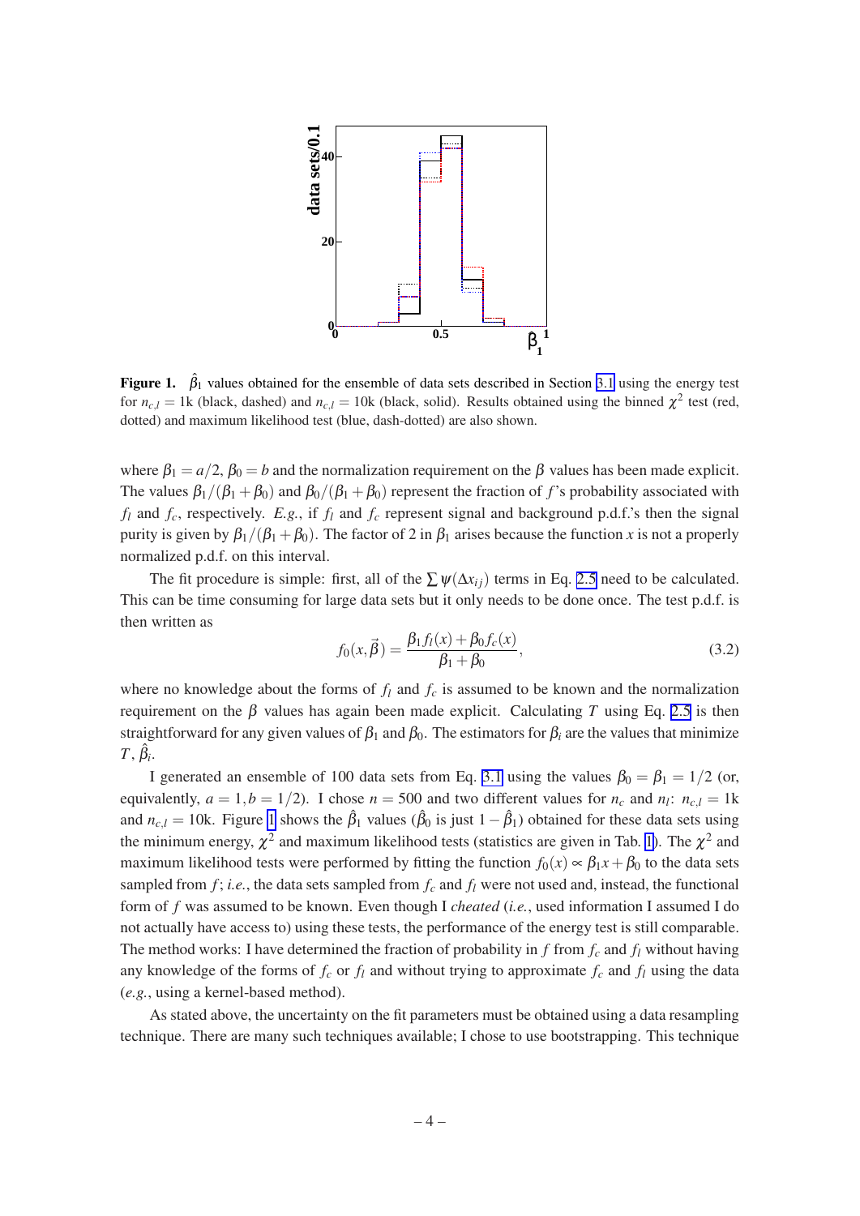**Figure 1.** $\hat{\beta}_1$ values obtained for the ensemble of data sets described in Section 3.1 using the energy test for $n_{c,l} = 1$k (black, dashed) and $n_{c,l} = 10$k (black, solid). Results obtained using the binned $\chi^2$ test (red, dotted) and maximum likelihood test (blue, dash-dotted) are also shown.

where $\beta_1 = a/2$, $\beta_0 = b$ and the normalization requirement on the $\beta$ values has been made explicit. The values $\beta_1/(\beta_1+\beta_0)$ and $\beta_0/(\beta_1+\beta_0)$ represent the fraction of $f$'s probability associated with $f_l$ and $f_c$, respectively. *E.g.*, if $f_l$ and $f_c$ represent signal and background p.d.f.'s then the signal purity is given by $\beta_1/(\beta_1+\beta_0)$. The factor of 2 in $\beta_1$ arises because the function $x$ is not a properly normalized p.d.f. on this interval.

The fit procedure is simple: first, all of the $\sum \psi(\Delta x_{ij})$ terms in Eq. 2.5 need to be calculated. This can be time consuming for large data sets but it only needs to be done once. The test p.d.f. is then written as

$$f_0(x,\vec{\beta}) = \frac{\beta_1 f_l(x) + \beta_0 f_c(x)}{\beta_1+\beta_0}, \tag{3.2}$$

where no knowledge about the forms of $f_l$ and $f_c$ is assumed to be known and the normalization requirement on the $\beta$ values has again been made explicit. Calculating $T$ using Eq. 2.5 is then straightforward for any given values of $\beta_1$ and $\beta_0$. The estimators for $\beta_i$ are the values that minimize $T$, $\hat{\beta}_i$.

I generated an ensemble of 100 data sets from Eq. 3.1 using the values $\beta_0 = \beta_1 = 1/2$ (or, equivalently, $a = 1, b = 1/2$). I chose $n = 500$ and two different values for $n_c$ and $n_l$: $n_{c,l} = 1$k and $n_{c,l} = 10$k. Figure 1 shows the $\hat{\beta}_1$ values ($\hat{\beta}_0$ is just $1-\hat{\beta}_1$) obtained for these data sets using the minimum energy, $\chi^2$ and maximum likelihood tests (statistics are given in Tab. 1). The $\chi^2$ and maximum likelihood tests were performed by fitting the function $f_0(x) \propto \beta_1 x + \beta_0$ to the data sets sampled from $f$; *i.e.*, the data sets sampled from $f_c$ and $f_l$ were not used and, instead, the functional form of $f$ was assumed to be known. Even though I *cheated* (*i.e.*, used information I assumed I do not actually have access to) using these tests, the performance of the energy test is still comparable. The method works: I have determined the fraction of probability in $f$ from $f_c$ and $f_l$ without having any knowledge of the forms of $f_c$ or $f_l$ and without trying to approximate $f_c$ and $f_l$ using the data (*e.g.*, using a kernel-based method).

As stated above, the uncertainty on the fit parameters must be obtained using a data resampling technique. There are many such techniques available; I chose to use bootstrapping. This technique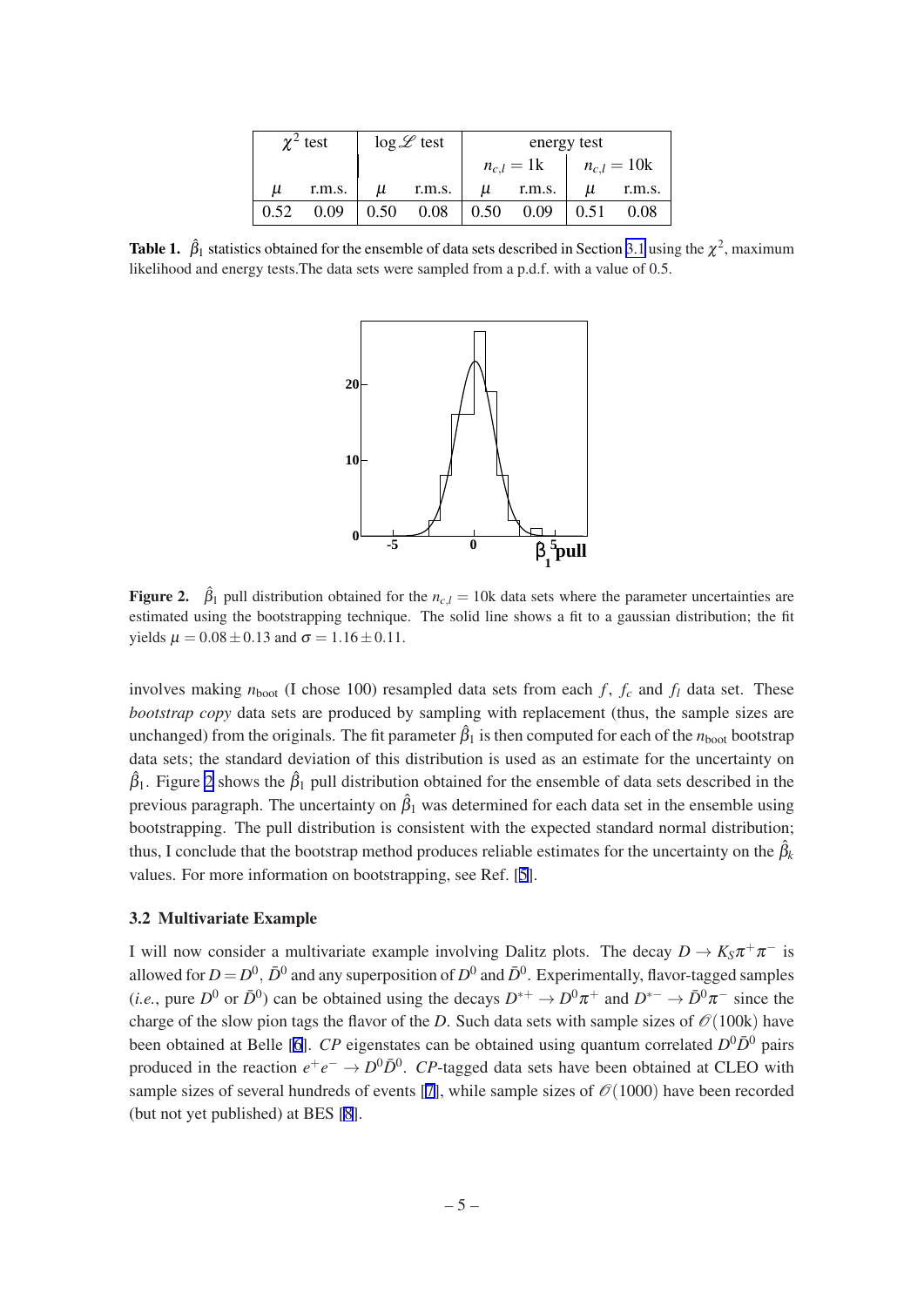| $\chi^2$ test | | $\log\mathscr{L}$ test | | energy test | | | |
|---|---|---|---|---|---|---|---|
| | | | | $n_{c,l}=1$k | | $n_{c,l}=10$k | |
| $\mu$ | r.m.s. | $\mu$ | r.m.s. | $\mu$ | r.m.s. | $\mu$ | r.m.s. |
| 0.52 | 0.09 | 0.50 | 0.08 | 0.50 | 0.09 | 0.51 | 0.08 |

**Table 1.** $\hat{\beta}_1$ statistics obtained for the ensemble of data sets described in Section 3.1 using the $\chi^2$, maximum likelihood and energy tests.The data sets were sampled from a p.d.f. with a value of 0.5.

**Figure 2.** $\hat{\beta}_1$ pull distribution obtained for the $n_{c,l} = 10$k data sets where the parameter uncertainties are estimated using the bootstrapping technique. The solid line shows a fit to a gaussian distribution; the fit yields $\mu = 0.08 \pm 0.13$ and $\sigma = 1.16 \pm 0.11$.

involves making $n_{\rm boot}$ (I chose 100) resampled data sets from each $f$, $f_c$ and $f_l$ data set. These *bootstrap copy* data sets are produced by sampling with replacement (thus, the sample sizes are unchanged) from the originals. The fit parameter $\hat{\beta}_1$ is then computed for each of the $n_{\rm boot}$ bootstrap data sets; the standard deviation of this distribution is used as an estimate for the uncertainty on $\hat{\beta}_1$. Figure 2 shows the $\hat{\beta}_1$ pull distribution obtained for the ensemble of data sets described in the previous paragraph. The uncertainty on $\hat{\beta}_1$ was determined for each data set in the ensemble using bootstrapping. The pull distribution is consistent with the expected standard normal distribution; thus, I conclude that the bootstrap method produces reliable estimates for the uncertainty on the $\hat{\beta}_k$ values. For more information on bootstrapping, see Ref. [5].

### 3.2 Multivariate Example

I will now consider a multivariate example involving Dalitz plots. The decay $D \to K_S\pi^+\pi^-$ is allowed for $D = D^0$, $\bar{D}^0$ and any superposition of $D^0$ and $\bar{D}^0$. Experimentally, flavor-tagged samples (*i.e.*, pure $D^0$ or $\bar{D}^0$) can be obtained using the decays $D^{*+} \to D^0\pi^+$ and $D^{*-} \to \bar{D}^0\pi^-$ since the charge of the slow pion tags the flavor of the $D$. Such data sets with sample sizes of $\mathscr{O}(100\text{k})$ have been obtained at Belle [6]. *CP* eigenstates can be obtained using quantum correlated $D^0\bar{D}^0$ pairs produced in the reaction $e^+e^- \to D^0\bar{D}^0$. *CP*-tagged data sets have been obtained at CLEO with sample sizes of several hundreds of events [7], while sample sizes of $\mathscr{O}(1000)$ have been recorded (but not yet published) at BES [8].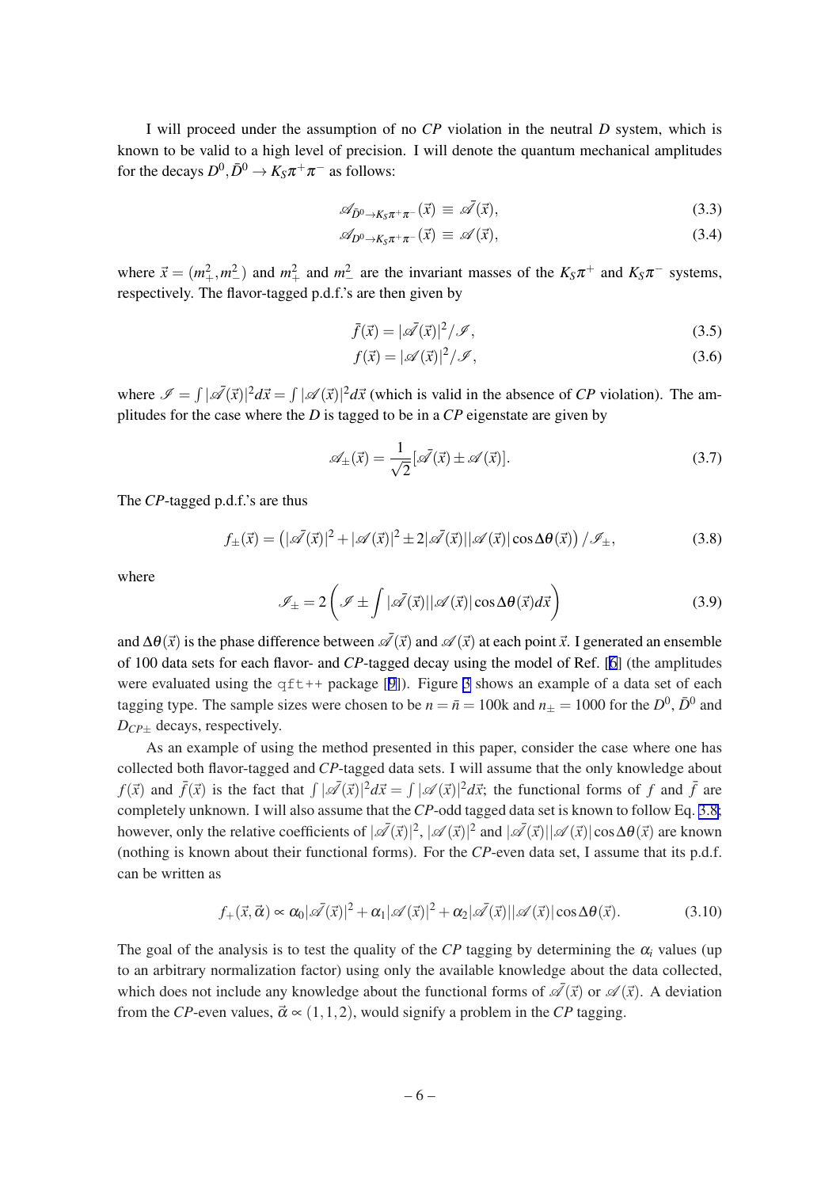I will proceed under the assumption of no *CP* violation in the neutral *D* system, which is known to be valid to a high level of precision. I will denote the quantum mechanical amplitudes for the decays $D^0, \bar{D}^0 \to K_S\pi^+\pi^-$ as follows:

$$\mathscr{A}_{\bar{D}^0\to K_S\pi^+\pi^-}(\vec{x}) \equiv \bar{\mathscr{A}}(\vec{x}), \tag{3.3}$$

$$\mathscr{A}_{D^0\to K_S\pi^+\pi^-}(\vec{x}) \equiv \mathscr{A}(\vec{x}), \tag{3.4}$$

where $\vec{x} = (m_+^2, m_-^2)$ and $m_+^2$ and $m_-^2$ are the invariant masses of the $K_S\pi^+$ and $K_S\pi^-$ systems, respectively. The flavor-tagged p.d.f.'s are then given by

$$\bar{f}(\vec{x}) = |\bar{\mathscr{A}}(\vec{x})|^2/\mathscr{I}, \tag{3.5}$$

$$f(\vec{x}) = |\mathscr{A}(\vec{x})|^2/\mathscr{I}, \tag{3.6}$$

where $\mathscr{I} = \int |\bar{\mathscr{A}}(\vec{x})|^2 d\vec{x} = \int |\mathscr{A}(\vec{x})|^2 d\vec{x}$ (which is valid in the absence of *CP* violation). The amplitudes for the case where the *D* is tagged to be in a *CP* eigenstate are given by

$$\mathscr{A}_\pm(\vec{x}) = \frac{1}{\sqrt{2}}[\bar{\mathscr{A}}(\vec{x}) \pm \mathscr{A}(\vec{x})]. \tag{3.7}$$

The *CP*-tagged p.d.f.'s are thus

$$f_\pm(\vec{x}) = \left(|\bar{\mathscr{A}}(\vec{x})|^2 + |\mathscr{A}(\vec{x})|^2 \pm 2|\bar{\mathscr{A}}(\vec{x})||\mathscr{A}(\vec{x})|\cos\Delta\theta(\vec{x})\right)/\mathscr{I}_\pm, \tag{3.8}$$

where

$$\mathscr{I}_\pm = 2\left(\mathscr{I} \pm \int |\bar{\mathscr{A}}(\vec{x})||\mathscr{A}(\vec{x})|\cos\Delta\theta(\vec{x})d\vec{x}\right) \tag{3.9}$$

and $\Delta\theta(\vec{x})$ is the phase difference between $\bar{\mathscr{A}}(\vec{x})$ and $\mathscr{A}(\vec{x})$ at each point $\vec{x}$. I generated an ensemble of 100 data sets for each flavor- and *CP*-tagged decay using the model of Ref. [6] (the amplitudes were evaluated using the `qft++` package [9]). Figure 3 shows an example of a data set of each tagging type. The sample sizes were chosen to be $n = \bar{n} = 100$k and $n_\pm = 1000$ for the $D^0$, $\bar{D}^0$ and $D_{CP\pm}$ decays, respectively.

As an example of using the method presented in this paper, consider the case where one has collected both flavor-tagged and *CP*-tagged data sets. I will assume that the only knowledge about $f(\vec{x})$ and $\bar{f}(\vec{x})$ is the fact that $\int |\bar{\mathscr{A}}(\vec{x})|^2 d\vec{x} = \int |\mathscr{A}(\vec{x})|^2 d\vec{x}$; the functional forms of $f$ and $\bar{f}$ are completely unknown. I will also assume that the *CP*-odd tagged data set is known to follow Eq. 3.8; however, only the relative coefficients of $|\bar{\mathscr{A}}(\vec{x})|^2$, $|\mathscr{A}(\vec{x})|^2$ and $|\bar{\mathscr{A}}(\vec{x})||\mathscr{A}(\vec{x})|\cos\Delta\theta(\vec{x})$ are known (nothing is known about their functional forms). For the *CP*-even data set, I assume that its p.d.f. can be written as

$$f_+(\vec{x}, \vec{\alpha}) \propto \alpha_0|\bar{\mathscr{A}}(\vec{x})|^2 + \alpha_1|\mathscr{A}(\vec{x})|^2 + \alpha_2|\bar{\mathscr{A}}(\vec{x})||\mathscr{A}(\vec{x})|\cos\Delta\theta(\vec{x}). \tag{3.10}$$

The goal of the analysis is to test the quality of the *CP* tagging by determining the $\alpha_i$ values (up to an arbitrary normalization factor) using only the available knowledge about the data collected, which does not include any knowledge about the functional forms of $\bar{\mathscr{A}}(\vec{x})$ or $\mathscr{A}(\vec{x})$. A deviation from the *CP*-even values, $\vec{\alpha} \propto (1, 1, 2)$, would signify a problem in the *CP* tagging.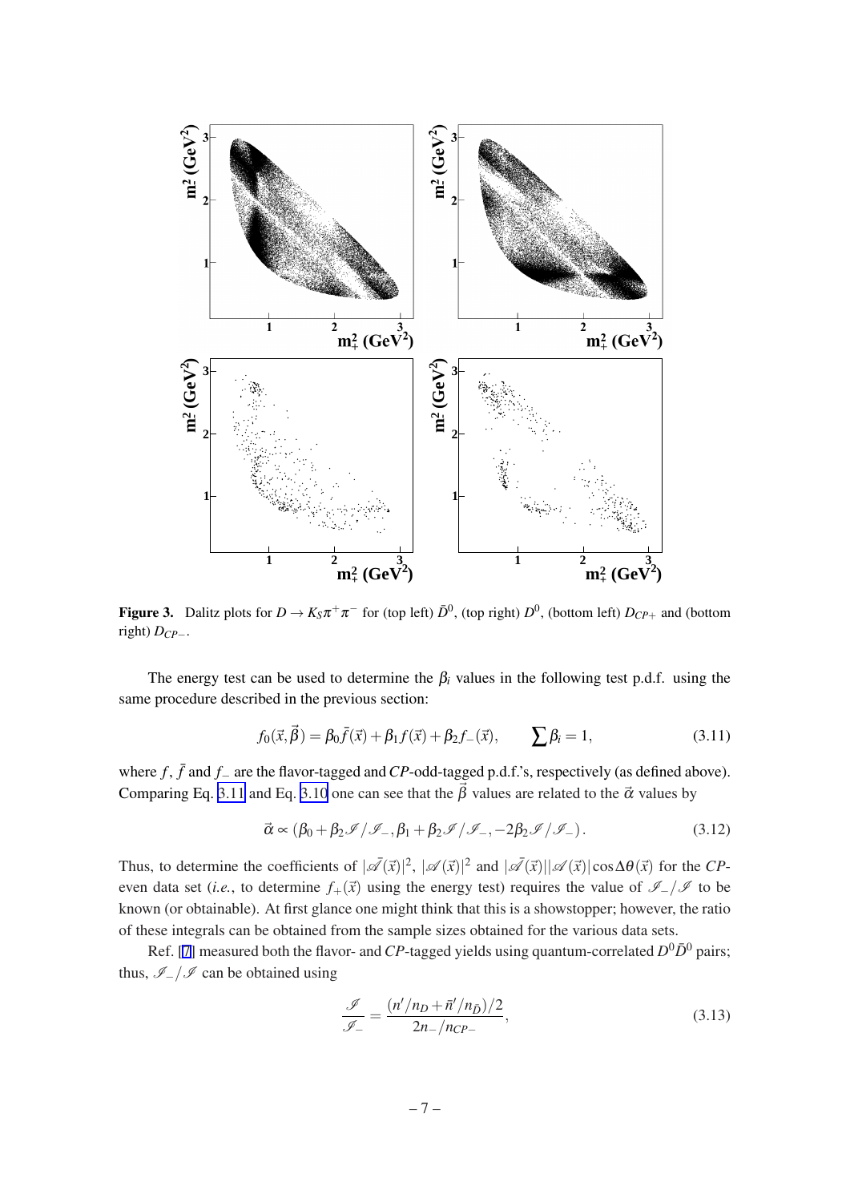**Figure 3.** Dalitz plots for $D \to K_S\pi^+\pi^-$ for (top left) $\bar{D}^0$, (top right) $D^0$, (bottom left) $D_{CP+}$ and (bottom right) $D_{CP-}$.

The energy test can be used to determine the $\beta_i$ values in the following test p.d.f. using the same procedure described in the previous section:

$$f_0(\vec{x},\vec{\beta}) = \beta_0\bar{f}(\vec{x}) + \beta_1 f(\vec{x}) + \beta_2 f_-(\vec{x}), \qquad \sum \beta_i = 1, \tag{3.11}$$

where $f$, $\bar{f}$ and $f_-$ are the flavor-tagged and $CP$-odd-tagged p.d.f.'s, respectively (as defined above). Comparing Eq. 3.11 and Eq. 3.10 one can see that the $\vec{\beta}$ values are related to the $\vec{\alpha}$ values by

$$\vec{\alpha} \propto (\beta_0 + \beta_2\mathscr{I}/\mathscr{I}_-, \beta_1 + \beta_2\mathscr{I}/\mathscr{I}_-, -2\beta_2\mathscr{I}/\mathscr{I}_-). \tag{3.12}$$

Thus, to determine the coefficients of $|\bar{\mathscr{A}}(\vec{x})|^2$, $|\mathscr{A}(\vec{x})|^2$ and $|\bar{\mathscr{A}}(\vec{x})||\mathscr{A}(\vec{x})|\cos\Delta\theta(\vec{x})$ for the $CP$-even data set (*i.e.*, to determine $f_+(\vec{x})$ using the energy test) requires the value of $\mathscr{I}_-/\mathscr{I}$ to be known (or obtainable). At first glance one might think that this is a showstopper; however, the ratio of these integrals can be obtained from the sample sizes obtained for the various data sets.

Ref. [7] measured both the flavor- and $CP$-tagged yields using quantum-correlated $D^0\bar{D}^0$ pairs; thus, $\mathscr{I}_-/\mathscr{I}$ can be obtained using

$$\frac{\mathscr{I}}{\mathscr{I}_-} = \frac{(n'/n_D + \bar{n}'/n_{\bar{D}})/2}{2n_-/n_{CP-}}, \tag{3.13}$$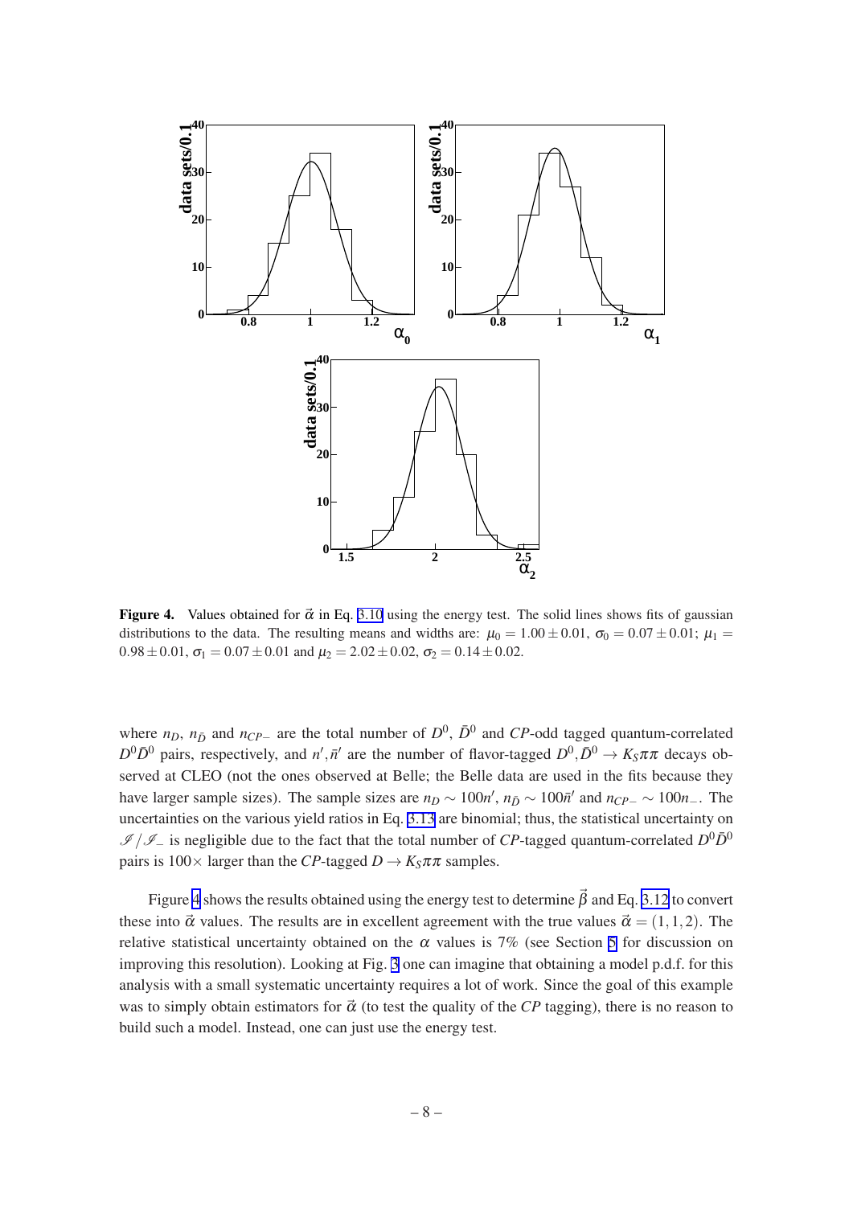**Figure 4.** Values obtained for $\vec{\alpha}$ in Eq. 3.10 using the energy test. The solid lines shows fits of gaussian distributions to the data. The resulting means and widths are: $\mu_0 = 1.00 \pm 0.01$, $\sigma_0 = 0.07 \pm 0.01$; $\mu_1 = 0.98 \pm 0.01$, $\sigma_1 = 0.07 \pm 0.01$ and $\mu_2 = 2.02 \pm 0.02$, $\sigma_2 = 0.14 \pm 0.02$.

where $n_D$, $n_{\bar{D}}$ and $n_{CP-}$ are the total number of $D^0$, $\bar{D}^0$ and *CP*-odd tagged quantum-correlated $D^0\bar{D}^0$ pairs, respectively, and $n', \bar{n}'$ are the number of flavor-tagged $D^0, \bar{D}^0 \to K_S\pi\pi$ decays observed at CLEO (not the ones observed at Belle; the Belle data are used in the fits because they have larger sample sizes). The sample sizes are $n_D \sim 100n'$, $n_{\bar{D}} \sim 100\bar{n}'$ and $n_{CP-} \sim 100n_-$. The uncertainties on the various yield ratios in Eq. 3.13 are binomial; thus, the statistical uncertainty on $\mathscr{I}/\mathscr{I}_-$ is negligible due to the fact that the total number of *CP*-tagged quantum-correlated $D^0\bar{D}^0$ pairs is $100\times$ larger than the *CP*-tagged $D \to K_S\pi\pi$ samples.

Figure 4 shows the results obtained using the energy test to determine $\vec{\beta}$ and Eq. 3.12 to convert these into $\vec{\alpha}$ values. The results are in excellent agreement with the true values $\vec{\alpha} = (1,1,2)$. The relative statistical uncertainty obtained on the $\alpha$ values is 7% (see Section 5 for discussion on improving this resolution). Looking at Fig. 3 one can imagine that obtaining a model p.d.f. for this analysis with a small systematic uncertainty requires a lot of work. Since the goal of this example was to simply obtain estimators for $\vec{\alpha}$ (to test the quality of the *CP* tagging), there is no reason to build such a model. Instead, one can just use the energy test.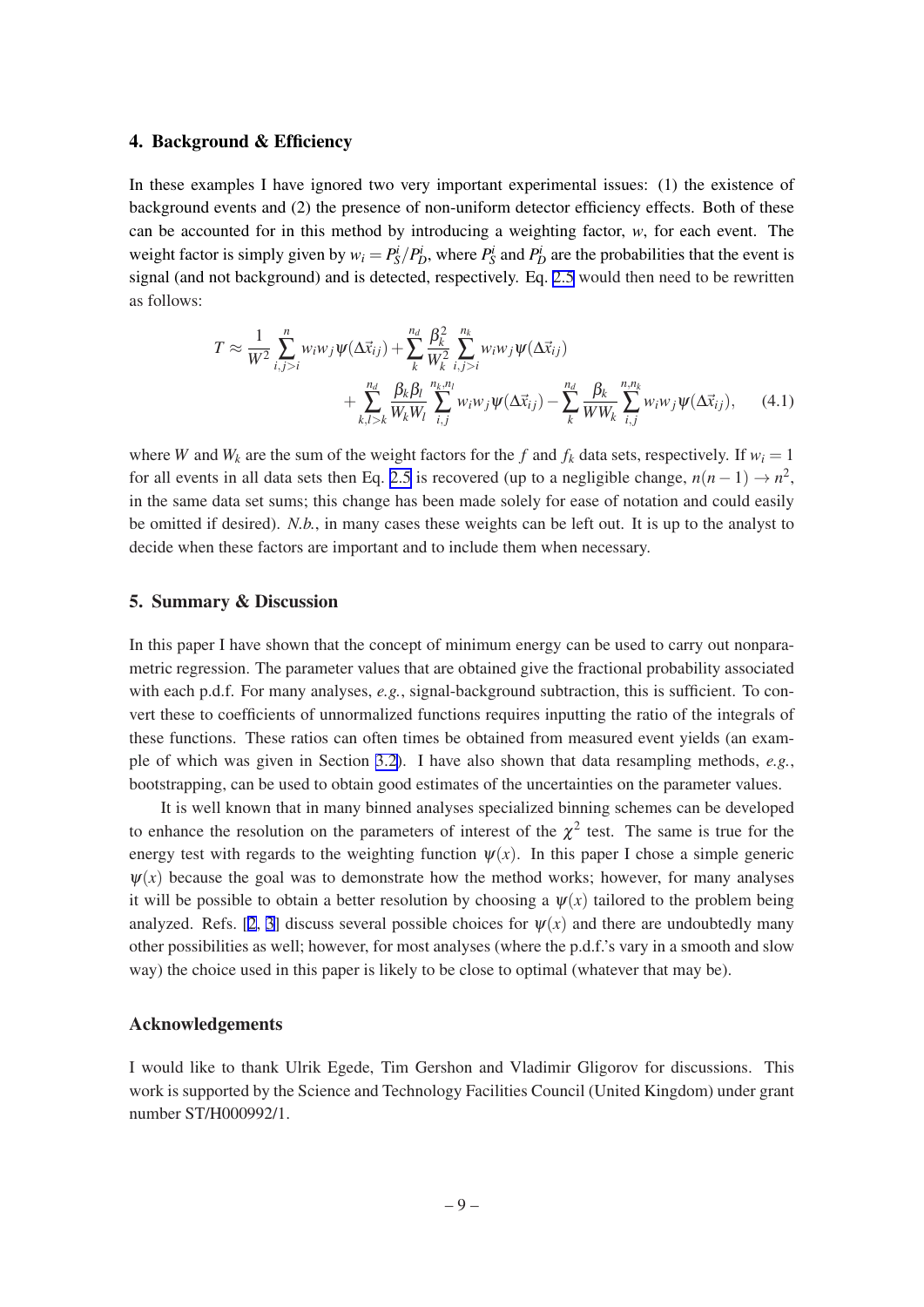## 4. Background & Efficiency

In these examples I have ignored two very important experimental issues: (1) the existence of background events and (2) the presence of non-uniform detector efficiency effects. Both of these can be accounted for in this method by introducing a weighting factor, $w$, for each event. The weight factor is simply given by $w_i = P_S^i / P_D^i$, where $P_S^i$ and $P_D^i$ are the probabilities that the event is signal (and not background) and is detected, respectively. Eq. 2.5 would then need to be rewritten as follows:

$$T \approx \frac{1}{W^2}\sum_{i,j>i}^{n} w_i w_j \psi(\Delta\vec{x}_{ij}) + \sum_{k}^{n_d}\frac{\beta_k^2}{W_k^2}\sum_{i,j>i}^{n_k} w_i w_j \psi(\Delta\vec{x}_{ij}) + \sum_{k,l>k}^{n_d}\frac{\beta_k\beta_l}{W_k W_l}\sum_{i,j}^{n_k,n_l} w_i w_j \psi(\Delta\vec{x}_{ij}) - \sum_{k}^{n_d}\frac{\beta_k}{W W_k}\sum_{i,j}^{n,n_k} w_i w_j \psi(\Delta\vec{x}_{ij}), \tag{4.1}$$

where $W$ and $W_k$ are the sum of the weight factors for the $f$ and $f_k$ data sets, respectively. If $w_i = 1$ for all events in all data sets then Eq. 2.5 is recovered (up to a negligible change, $n(n-1) \to n^2$, in the same data set sums; this change has been made solely for ease of notation and could easily be omitted if desired). *N.b.*, in many cases these weights can be left out. It is up to the analyst to decide when these factors are important and to include them when necessary.

## 5. Summary & Discussion

In this paper I have shown that the concept of minimum energy can be used to carry out nonparametric regression. The parameter values that are obtained give the fractional probability associated with each p.d.f. For many analyses, *e.g.*, signal-background subtraction, this is sufficient. To convert these to coefficients of unnormalized functions requires inputting the ratio of the integrals of these functions. These ratios can often times be obtained from measured event yields (an example of which was given in Section 3.2). I have also shown that data resampling methods, *e.g.*, bootstrapping, can be used to obtain good estimates of the uncertainties on the parameter values.

It is well known that in many binned analyses specialized binning schemes can be developed to enhance the resolution on the parameters of interest of the $\chi^2$ test. The same is true for the energy test with regards to the weighting function $\psi(x)$. In this paper I chose a simple generic $\psi(x)$ because the goal was to demonstrate how the method works; however, for many analyses it will be possible to obtain a better resolution by choosing a $\psi(x)$ tailored to the problem being analyzed. Refs. [2, 3] discuss several possible choices for $\psi(x)$ and there are undoubtedly many other possibilities as well; however, for most analyses (where the p.d.f.'s vary in a smooth and slow way) the choice used in this paper is likely to be close to optimal (whatever that may be).

## Acknowledgements

I would like to thank Ulrik Egede, Tim Gershon and Vladimir Gligorov for discussions. This work is supported by the Science and Technology Facilities Council (United Kingdom) under grant number ST/H000992/1.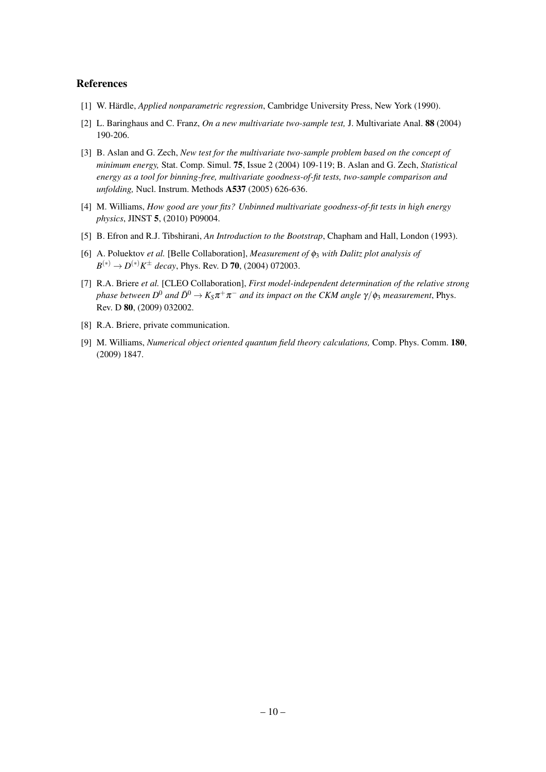## References

[1] W. Härdle, *Applied nonparametric regression*, Cambridge University Press, New York (1990).

[2] L. Baringhaus and C. Franz, *On a new multivariate two-sample test,* J. Multivariate Anal. **88** (2004) 190-206.

[3] B. Aslan and G. Zech, *New test for the multivariate two-sample problem based on the concept of minimum energy,* Stat. Comp. Simul. **75**, Issue 2 (2004) 109-119; B. Aslan and G. Zech, *Statistical energy as a tool for binning-free, multivariate goodness-of-fit tests, two-sample comparison and unfolding,* Nucl. Instrum. Methods **A537** (2005) 626-636.

[4] M. Williams, *How good are your fits? Unbinned multivariate goodness-of-fit tests in high energy physics*, JINST **5**, (2010) P09004.

[5] B. Efron and R.J. Tibshirani, *An Introduction to the Bootstrap*, Chapham and Hall, London (1993).

[6] A. Poluektov *et al.* [Belle Collaboration], *Measurement of $\phi_3$ with Dalitz plot analysis of $B^{(*)} \to D^{(*)}K^{\pm}$ decay*, Phys. Rev. D **70**, (2004) 072003.

[7] R.A. Briere *et al.* [CLEO Collaboration], *First model-independent determination of the relative strong phase between $D^0$ and $\bar{D}^0 \to K_S\pi^+\pi^-$ and its impact on the CKM angle $\gamma/\phi_3$ measurement*, Phys. Rev. D **80**, (2009) 032002.

[8] R.A. Briere, private communication.

[9] M. Williams, *Numerical object oriented quantum field theory calculations,* Comp. Phys. Comm. **180**, (2009) 1847.